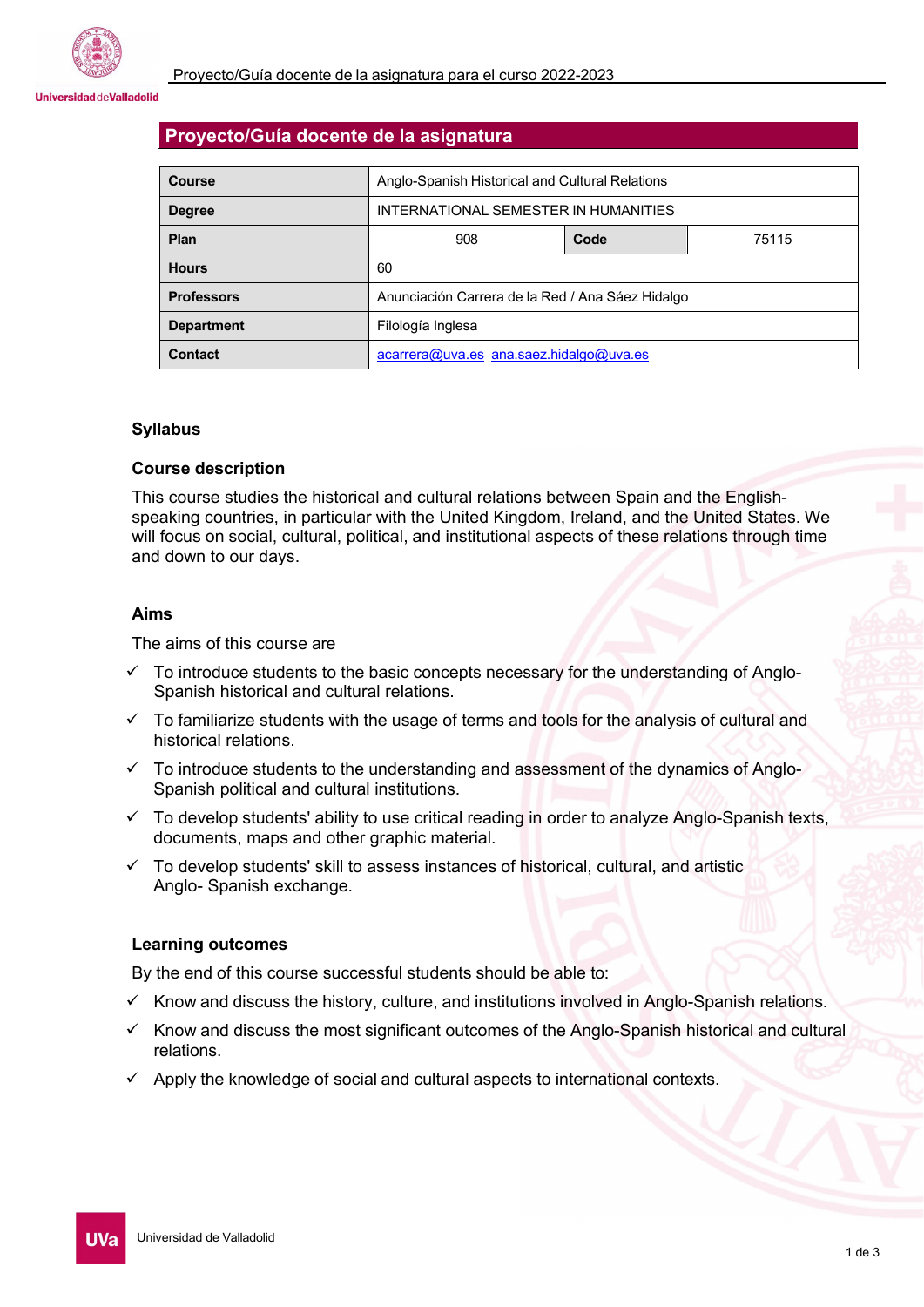# Proyecto/Guía docente de la asignatura

| Course | Anglo-Spanish Historical and Cultural Relations | | |
|---|---|---|---|
| Degree | INTERNATIONAL SEMESTER IN HUMANITIES | | |
| Plan | 908 | Code | 75115 |
| Hours | 60 | | |
| Professors | Anunciación Carrera de la Red / Ana Sáez Hidalgo | | |
| Department | Filología Inglesa | | |
| Contact | acarrera@uva.es ana.saez.hidalgo@uva.es | | |

## Syllabus

### Course description

This course studies the historical and cultural relations between Spain and the English-speaking countries, in particular with the United Kingdom, Ireland, and the United States. We will focus on social, cultural, political, and institutional aspects of these relations through time and down to our days.

### Aims

The aims of this course are

- ✓ To introduce students to the basic concepts necessary for the understanding of Anglo-Spanish historical and cultural relations.
- ✓ To familiarize students with the usage of terms and tools for the analysis of cultural and historical relations.
- ✓ To introduce students to the understanding and assessment of the dynamics of Anglo-Spanish political and cultural institutions.
- ✓ To develop students' ability to use critical reading in order to analyze Anglo-Spanish texts, documents, maps and other graphic material.
- ✓ To develop students' skill to assess instances of historical, cultural, and artistic Anglo- Spanish exchange.

### Learning outcomes

By the end of this course successful students should be able to:

- ✓ Know and discuss the history, culture, and institutions involved in Anglo-Spanish relations.
- ✓ Know and discuss the most significant outcomes of the Anglo-Spanish historical and cultural relations.
- ✓ Apply the knowledge of social and cultural aspects to international contexts.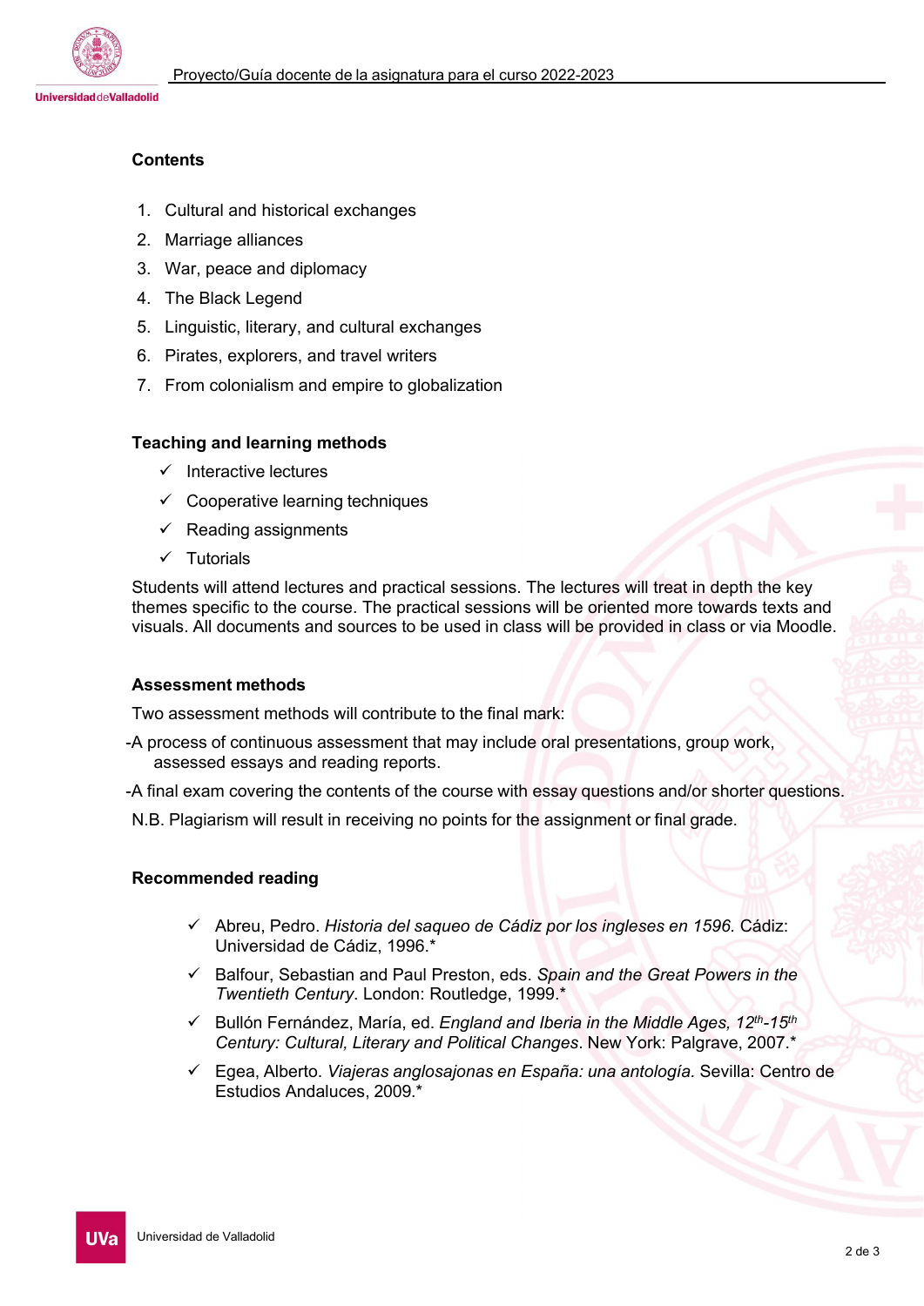### Contents

1. Cultural and historical exchanges
2. Marriage alliances
3. War, peace and diplomacy
4. The Black Legend
5. Linguistic, literary, and cultural exchanges
6. Pirates, explorers, and travel writers
7. From colonialism and empire to globalization

### Teaching and learning methods

- ✓ Interactive lectures
- ✓ Cooperative learning techniques
- ✓ Reading assignments
- ✓ Tutorials

Students will attend lectures and practical sessions. The lectures will treat in depth the key themes specific to the course. The practical sessions will be oriented more towards texts and visuals. All documents and sources to be used in class will be provided in class or via Moodle.

### Assessment methods

Two assessment methods will contribute to the final mark:

-A process of continuous assessment that may include oral presentations, group work, assessed essays and reading reports.

-A final exam covering the contents of the course with essay questions and/or shorter questions.

N.B. Plagiarism will result in receiving no points for the assignment or final grade.

### Recommended reading

- ✓ Abreu, Pedro. *Historia del saqueo de Cádiz por los ingleses en 1596.* Cádiz: Universidad de Cádiz, 1996.*
- ✓ Balfour, Sebastian and Paul Preston, eds. *Spain and the Great Powers in the Twentieth Century*. London: Routledge, 1999.*
- ✓ Bullón Fernández, María, ed. *England and Iberia in the Middle Ages, 12th-15th Century: Cultural, Literary and Political Changes*. New York: Palgrave, 2007.*
- ✓ Egea, Alberto. *Viajeras anglosajonas en España: una antología.* Sevilla: Centro de Estudios Andaluces, 2009.*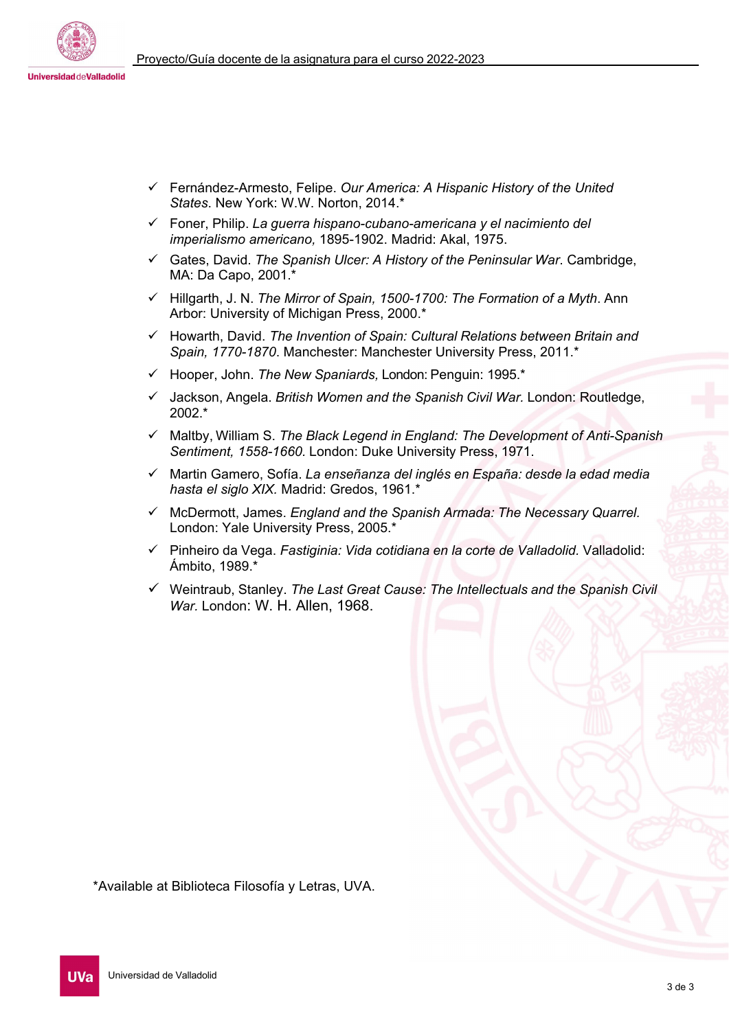- Fernández-Armesto, Felipe. *Our America: A Hispanic History of the United States*. New York: W.W. Norton, 2014.*
- Foner, Philip. *La guerra hispano-cubano-americana y el nacimiento del imperialismo americano,* 1895-1902. Madrid: Akal, 1975.
- Gates, David. *The Spanish Ulcer: A History of the Peninsular War*. Cambridge, MA: Da Capo, 2001.*
- Hillgarth, J. N. *The Mirror of Spain, 1500-1700: The Formation of a Myth*. Ann Arbor: University of Michigan Press, 2000.*
- Howarth, David. *The Invention of Spain: Cultural Relations between Britain and Spain, 1770-1870*. Manchester: Manchester University Press, 2011.*
- Hooper, John. *The New Spaniards,* London: Penguin: 1995.*
- Jackson, Angela. *British Women and the Spanish Civil War.* London: Routledge, 2002.*
- Maltby, William S. *The Black Legend in England: The Development of Anti-Spanish Sentiment, 1558-1660.* London: Duke University Press, 1971.
- Martin Gamero, Sofía. *La enseñanza del inglés en España: desde la edad media hasta el siglo XIX.* Madrid: Gredos, 1961.*
- McDermott, James. *England and the Spanish Armada: The Necessary Quarrel.* London: Yale University Press, 2005.*
- Pinheiro da Vega. *Fastiginia: Vida cotidiana en la corte de Valladolid.* Valladolid: Ámbito, 1989.*
- Weintraub, Stanley. *The Last Great Cause: The Intellectuals and the Spanish Civil War.* London: W. H. Allen, 1968.

*Available at Biblioteca Filosofía y Letras, UVA.